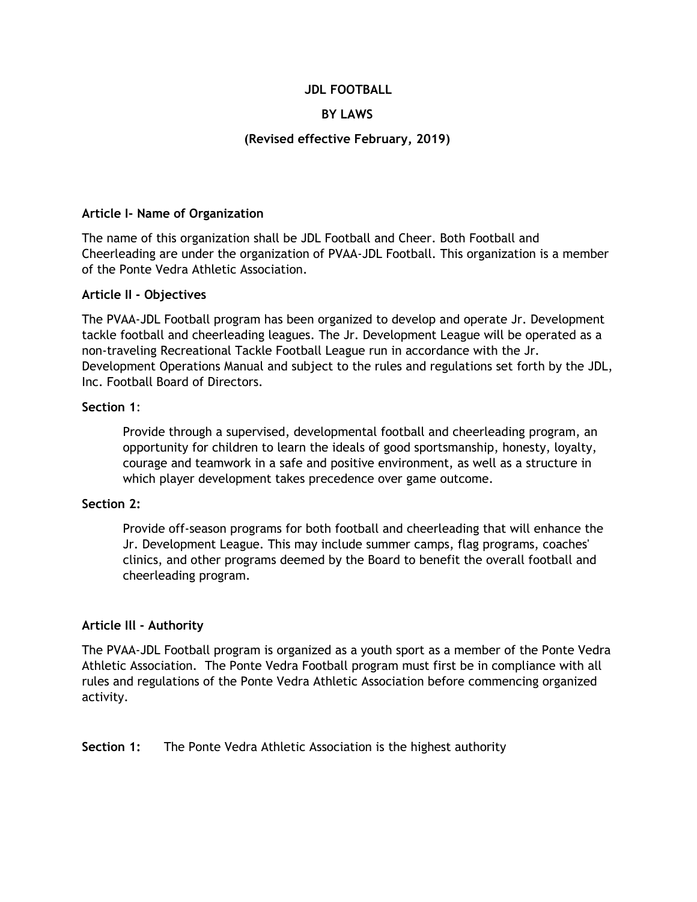# JDL FOOTBALL

## BY LAWS

### (Revised effective February, 2019)

**Article I- Name of Organization**

The name of this organization shall be JDL Football and Cheer. Both Football and Cheerleading are under the organization of PVAA-JDL Football. This organization is a member of the Ponte Vedra Athletic Association.

**Article II - Objectives**

The PVAA-JDL Football program has been organized to develop and operate Jr. Development tackle football and cheerleading leagues. The Jr. Development League will be operated as a non-traveling Recreational Tackle Football League run in accordance with the Jr. Development Operations Manual and subject to the rules and regulations set forth by the JDL, Inc. Football Board of Directors.

**Section 1**:

Provide through a supervised, developmental football and cheerleading program, an opportunity for children to learn the ideals of good sportsmanship, honesty, loyalty, courage and teamwork in a safe and positive environment, as well as a structure in which player development takes precedence over game outcome.

**Section 2:**

Provide off-season programs for both football and cheerleading that will enhance the Jr. Development League. This may include summer camps, flag programs, coaches' clinics, and other programs deemed by the Board to benefit the overall football and cheerleading program.

**Article Ill - Authority**

The PVAA-JDL Football program is organized as a youth sport as a member of the Ponte Vedra Athletic Association. The Ponte Vedra Football program must first be in compliance with all rules and regulations of the Ponte Vedra Athletic Association before commencing organized activity.

**Section 1:** The Ponte Vedra Athletic Association is the highest authority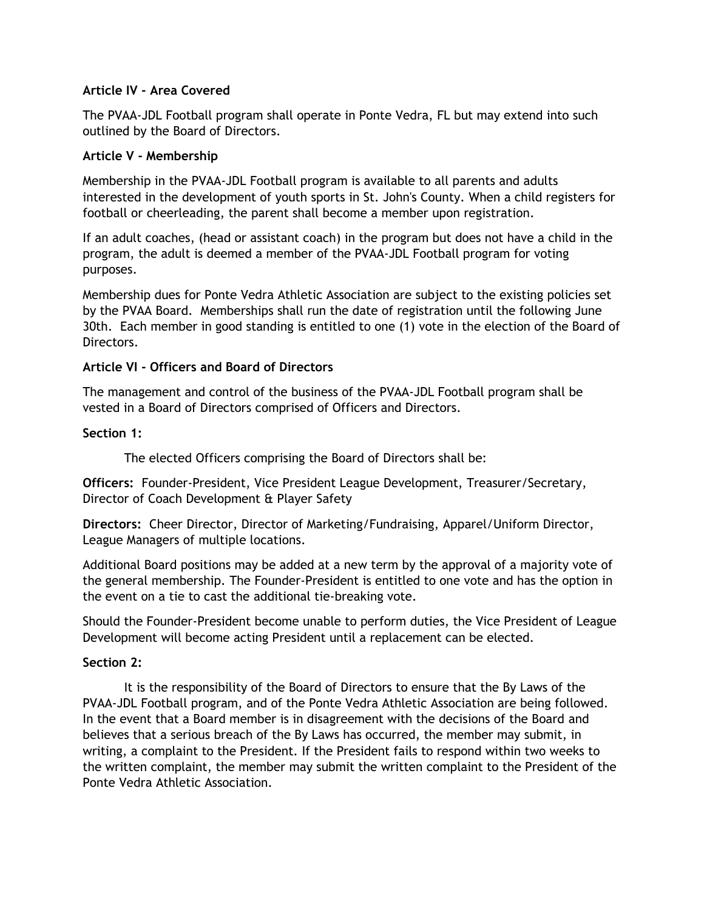**Article IV - Area Covered**

The PVAA-JDL Football program shall operate in Ponte Vedra, FL but may extend into such outlined by the Board of Directors.

**Article V – Membership**

Membership in the PVAA-JDL Football program is available to all parents and adults interested in the development of youth sports in St. John's County. When a child registers for football or cheerleading, the parent shall become a member upon registration.

If an adult coaches, (head or assistant coach) in the program but does not have a child in the program, the adult is deemed a member of the PVAA-JDL Football program for voting purposes.

Membership dues for Ponte Vedra Athletic Association are subject to the existing policies set by the PVAA Board. Memberships shall run the date of registration until the following June 30th. Each member in good standing is entitled to one (1) vote in the election of the Board of Directors.

**Article VI – Officers and Board of Directors**

The management and control of the business of the PVAA-JDL Football program shall be vested in a Board of Directors comprised of Officers and Directors.

**Section 1:**

The elected Officers comprising the Board of Directors shall be:

**Officers:** Founder-President, Vice President League Development, Treasurer/Secretary, Director of Coach Development & Player Safety

**Directors:** Cheer Director, Director of Marketing/Fundraising, Apparel/Uniform Director, League Managers of multiple locations.

Additional Board positions may be added at a new term by the approval of a majority vote of the general membership. The Founder-President is entitled to one vote and has the option in the event on a tie to cast the additional tie-breaking vote.

Should the Founder-President become unable to perform duties, the Vice President of League Development will become acting President until a replacement can be elected.

**Section 2:**

It is the responsibility of the Board of Directors to ensure that the By Laws of the PVAA-JDL Football program, and of the Ponte Vedra Athletic Association are being followed. In the event that a Board member is in disagreement with the decisions of the Board and believes that a serious breach of the By Laws has occurred, the member may submit, in writing, a complaint to the President. If the President fails to respond within two weeks to the written complaint, the member may submit the written complaint to the President of the Ponte Vedra Athletic Association.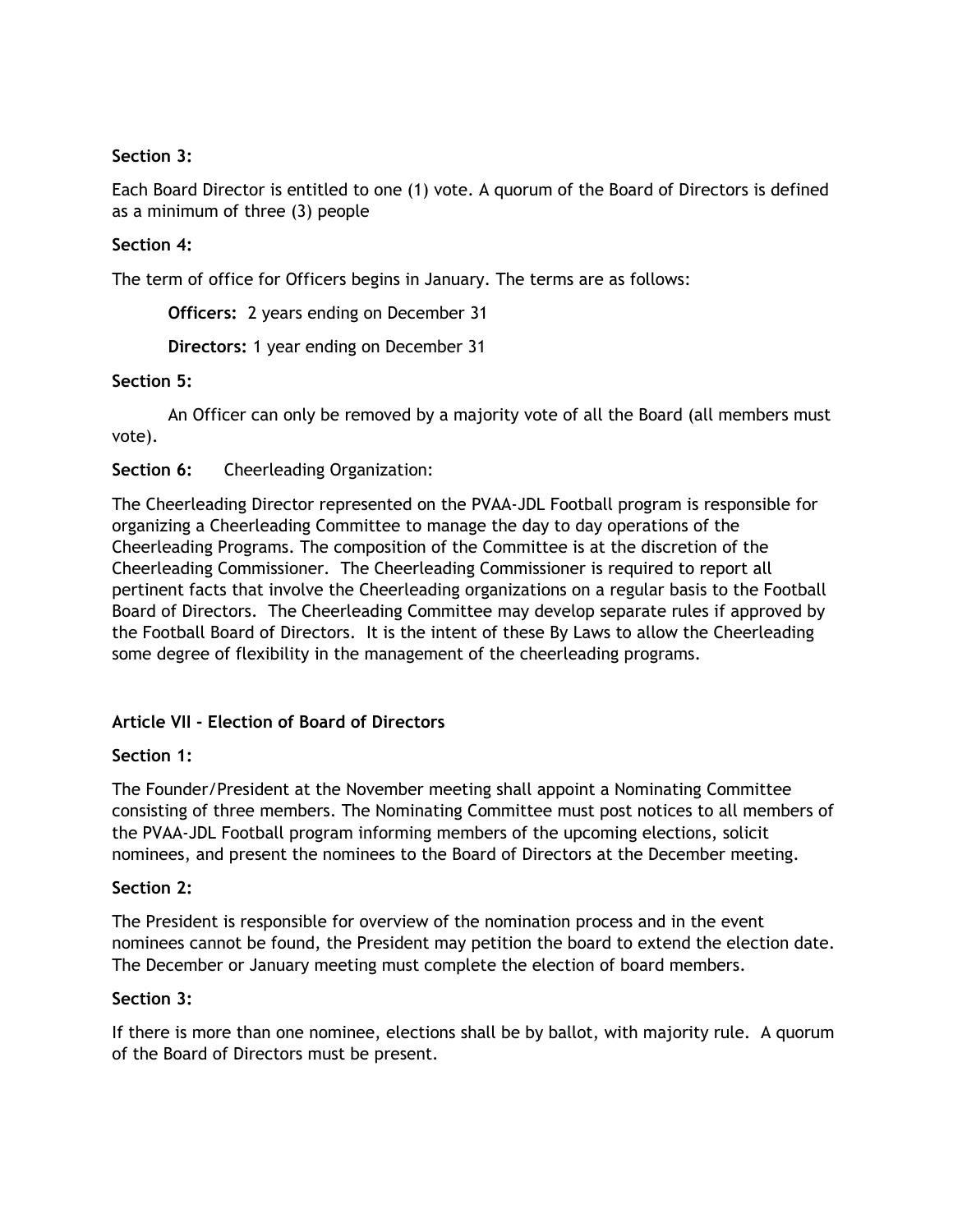**Section 3:**

Each Board Director is entitled to one (1) vote. A quorum of the Board of Directors is defined as a minimum of three (3) people

**Section 4:**

The term of office for Officers begins in January. The terms are as follows:

**Officers:** 2 years ending on December 31

**Directors:** 1 year ending on December 31

**Section 5:**

An Officer can only be removed by a majority vote of all the Board (all members must vote).

**Section 6:** Cheerleading Organization:

The Cheerleading Director represented on the PVAA-JDL Football program is responsible for organizing a Cheerleading Committee to manage the day to day operations of the Cheerleading Programs. The composition of the Committee is at the discretion of the Cheerleading Commissioner. The Cheerleading Commissioner is required to report all pertinent facts that involve the Cheerleading organizations on a regular basis to the Football Board of Directors. The Cheerleading Committee may develop separate rules if approved by the Football Board of Directors. It is the intent of these By Laws to allow the Cheerleading some degree of flexibility in the management of the cheerleading programs.

**Article VII - Election of Board of Directors**

**Section 1:**

The Founder/President at the November meeting shall appoint a Nominating Committee consisting of three members. The Nominating Committee must post notices to all members of the PVAA-JDL Football program informing members of the upcoming elections, solicit nominees, and present the nominees to the Board of Directors at the December meeting.

**Section 2:**

The President is responsible for overview of the nomination process and in the event nominees cannot be found, the President may petition the board to extend the election date. The December or January meeting must complete the election of board members.

**Section 3:**

If there is more than one nominee, elections shall be by ballot, with majority rule. A quorum of the Board of Directors must be present.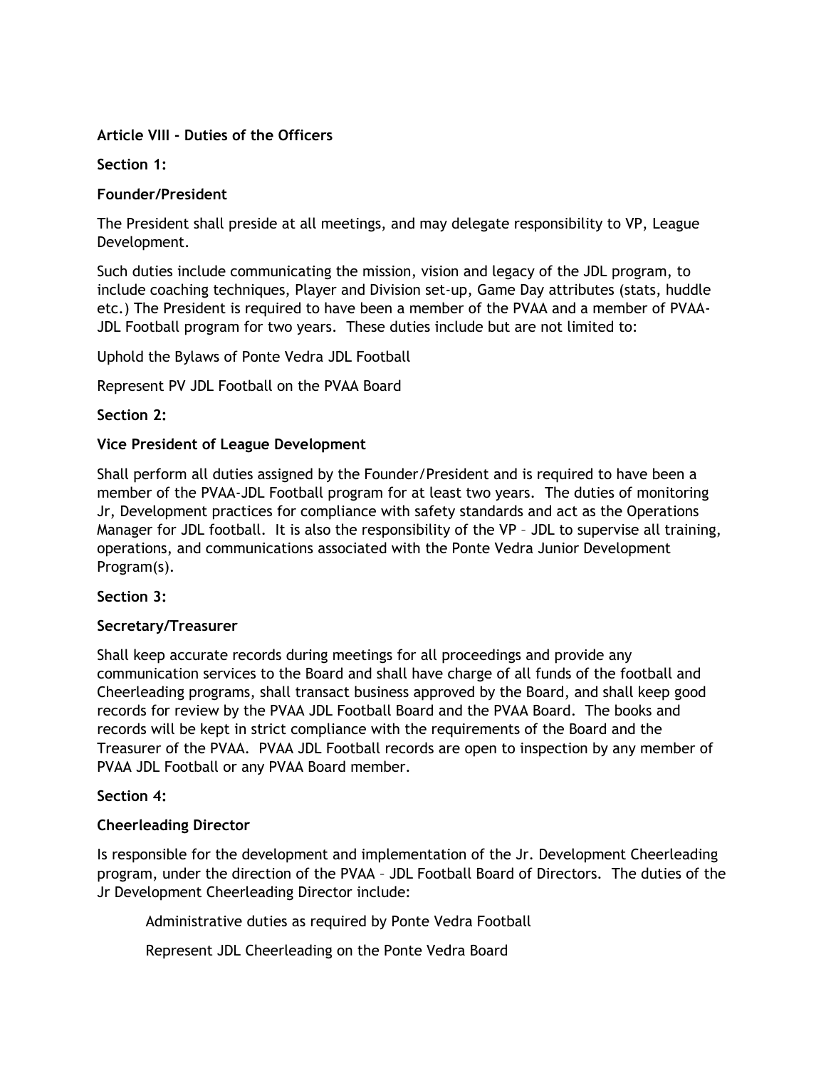**Article VIII - Duties of the Officers**

**Section 1:**

**Founder/President**

The President shall preside at all meetings, and may delegate responsibility to VP, League Development.

Such duties include communicating the mission, vision and legacy of the JDL program, to include coaching techniques, Player and Division set-up, Game Day attributes (stats, huddle etc.) The President is required to have been a member of the PVAA and a member of PVAA-JDL Football program for two years. These duties include but are not limited to:

Uphold the Bylaws of Ponte Vedra JDL Football

Represent PV JDL Football on the PVAA Board

**Section 2:**

**Vice President of League Development**

Shall perform all duties assigned by the Founder/President and is required to have been a member of the PVAA-JDL Football program for at least two years. The duties of monitoring Jr, Development practices for compliance with safety standards and act as the Operations Manager for JDL football. It is also the responsibility of the VP – JDL to supervise all training, operations, and communications associated with the Ponte Vedra Junior Development Program(s).

**Section 3:**

**Secretary/Treasurer**

Shall keep accurate records during meetings for all proceedings and provide any communication services to the Board and shall have charge of all funds of the football and Cheerleading programs, shall transact business approved by the Board, and shall keep good records for review by the PVAA JDL Football Board and the PVAA Board. The books and records will be kept in strict compliance with the requirements of the Board and the Treasurer of the PVAA. PVAA JDL Football records are open to inspection by any member of PVAA JDL Football or any PVAA Board member.

**Section 4:**

**Cheerleading Director**

Is responsible for the development and implementation of the Jr. Development Cheerleading program, under the direction of the PVAA – JDL Football Board of Directors. The duties of the Jr Development Cheerleading Director include:

Administrative duties as required by Ponte Vedra Football

Represent JDL Cheerleading on the Ponte Vedra Board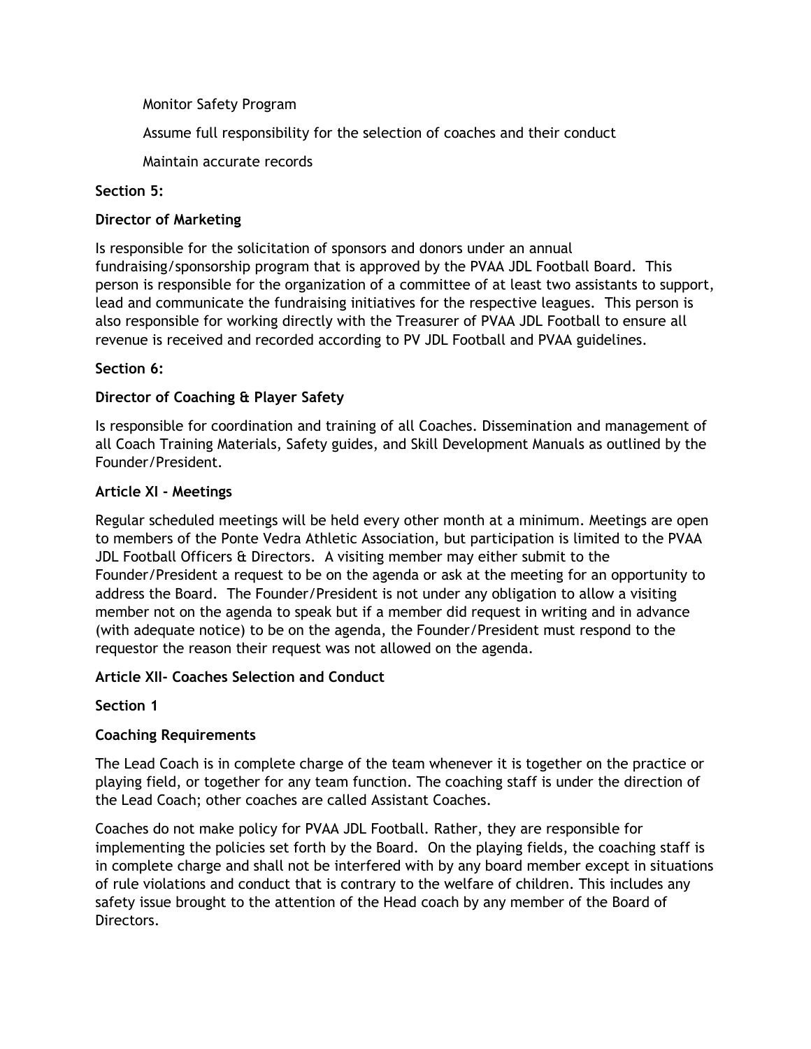Monitor Safety Program

Assume full responsibility for the selection of coaches and their conduct

Maintain accurate records

**Section 5:**

**Director of Marketing**

Is responsible for the solicitation of sponsors and donors under an annual fundraising/sponsorship program that is approved by the PVAA JDL Football Board. This person is responsible for the organization of a committee of at least two assistants to support, lead and communicate the fundraising initiatives for the respective leagues. This person is also responsible for working directly with the Treasurer of PVAA JDL Football to ensure all revenue is received and recorded according to PV JDL Football and PVAA guidelines.

**Section 6:**

**Director of Coaching & Player Safety**

Is responsible for coordination and training of all Coaches. Dissemination and management of all Coach Training Materials, Safety guides, and Skill Development Manuals as outlined by the Founder/President.

**Article XI - Meetings**

Regular scheduled meetings will be held every other month at a minimum. Meetings are open to members of the Ponte Vedra Athletic Association, but participation is limited to the PVAA JDL Football Officers & Directors. A visiting member may either submit to the Founder/President a request to be on the agenda or ask at the meeting for an opportunity to address the Board. The Founder/President is not under any obligation to allow a visiting member not on the agenda to speak but if a member did request in writing and in advance (with adequate notice) to be on the agenda, the Founder/President must respond to the requestor the reason their request was not allowed on the agenda.

**Article XII- Coaches Selection and Conduct**

**Section 1**

**Coaching Requirements**

The Lead Coach is in complete charge of the team whenever it is together on the practice or playing field, or together for any team function. The coaching staff is under the direction of the Lead Coach; other coaches are called Assistant Coaches.

Coaches do not make policy for PVAA JDL Football. Rather, they are responsible for implementing the policies set forth by the Board. On the playing fields, the coaching staff is in complete charge and shall not be interfered with by any board member except in situations of rule violations and conduct that is contrary to the welfare of children. This includes any safety issue brought to the attention of the Head coach by any member of the Board of Directors.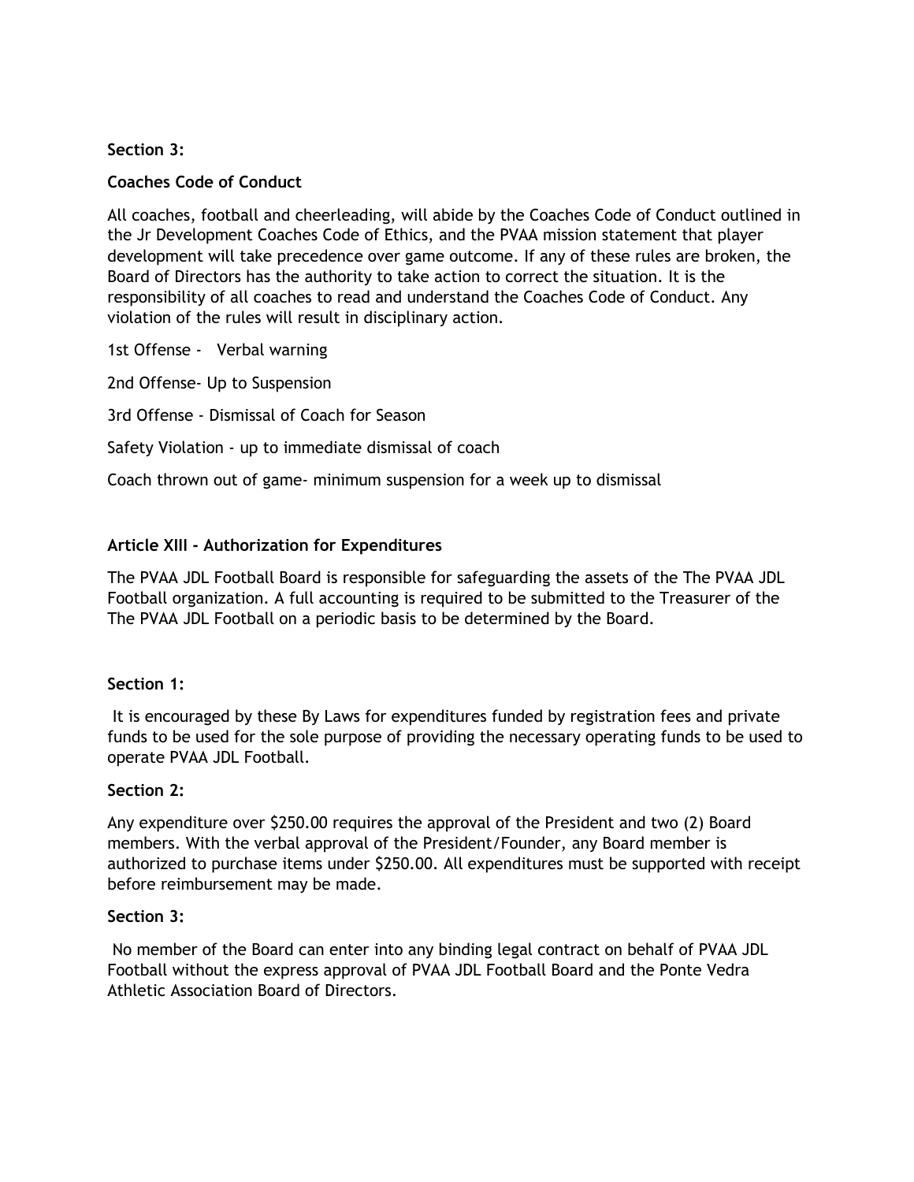**Section 3:**

**Coaches Code of Conduct**

All coaches, football and cheerleading, will abide by the Coaches Code of Conduct outlined in the Jr Development Coaches Code of Ethics, and the PVAA mission statement that player development will take precedence over game outcome. If any of these rules are broken, the Board of Directors has the authority to take action to correct the situation. It is the responsibility of all coaches to read and understand the Coaches Code of Conduct. Any violation of the rules will result in disciplinary action.

1st Offense - Verbal warning

2nd Offense- Up to Suspension

3rd Offense - Dismissal of Coach for Season

Safety Violation - up to immediate dismissal of coach

Coach thrown out of game- minimum suspension for a week up to dismissal

## Article XIII – Authorization for Expenditures

The PVAA JDL Football Board is responsible for safeguarding the assets of the The PVAA JDL Football organization. A full accounting is required to be submitted to the Treasurer of the The PVAA JDL Football on a periodic basis to be determined by the Board.

**Section 1:**

It is encouraged by these By Laws for expenditures funded by registration fees and private funds to be used for the sole purpose of providing the necessary operating funds to be used to operate PVAA JDL Football.

**Section 2:**

Any expenditure over $250.00 requires the approval of the President and two (2) Board members. With the verbal approval of the President/Founder, any Board member is authorized to purchase items under $250.00. All expenditures must be supported with receipt before reimbursement may be made.

**Section 3:**

No member of the Board can enter into any binding legal contract on behalf of PVAA JDL Football without the express approval of PVAA JDL Football Board and the Ponte Vedra Athletic Association Board of Directors.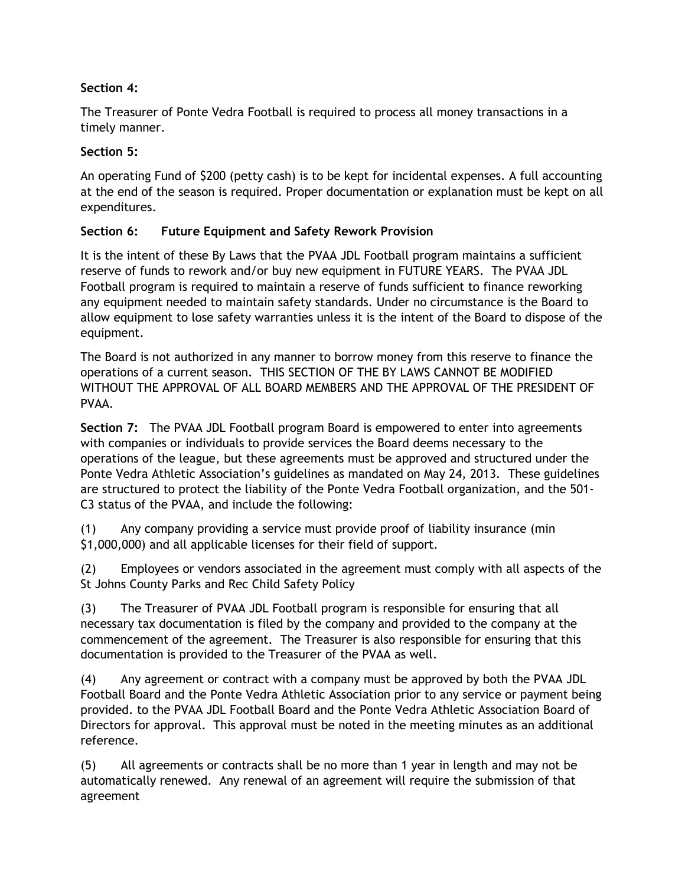**Section 4:**

The Treasurer of Ponte Vedra Football is required to process all money transactions in a timely manner.

**Section 5:**

An operating Fund of $200 (petty cash) is to be kept for incidental expenses. A full accounting at the end of the season is required. Proper documentation or explanation must be kept on all expenditures.

**Section 6: Future Equipment and Safety Rework Provision**

It is the intent of these By Laws that the PVAA JDL Football program maintains a sufficient reserve of funds to rework and/or buy new equipment in FUTURE YEARS. The PVAA JDL Football program is required to maintain a reserve of funds sufficient to finance reworking any equipment needed to maintain safety standards. Under no circumstance is the Board to allow equipment to lose safety warranties unless it is the intent of the Board to dispose of the equipment.

The Board is not authorized in any manner to borrow money from this reserve to finance the operations of a current season. THIS SECTION OF THE BY LAWS CANNOT BE MODIFIED WITHOUT THE APPROVAL OF ALL BOARD MEMBERS AND THE APPROVAL OF THE PRESIDENT OF PVAA.

**Section 7:** The PVAA JDL Football program Board is empowered to enter into agreements with companies or individuals to provide services the Board deems necessary to the operations of the league, but these agreements must be approved and structured under the Ponte Vedra Athletic Association's guidelines as mandated on May 24, 2013. These guidelines are structured to protect the liability of the Ponte Vedra Football organization, and the 501-C3 status of the PVAA, and include the following:

(1) Any company providing a service must provide proof of liability insurance (min $1,000,000) and all applicable licenses for their field of support.

(2) Employees or vendors associated in the agreement must comply with all aspects of the St Johns County Parks and Rec Child Safety Policy

(3) The Treasurer of PVAA JDL Football program is responsible for ensuring that all necessary tax documentation is filed by the company and provided to the company at the commencement of the agreement. The Treasurer is also responsible for ensuring that this documentation is provided to the Treasurer of the PVAA as well.

(4) Any agreement or contract with a company must be approved by both the PVAA JDL Football Board and the Ponte Vedra Athletic Association prior to any service or payment being provided. to the PVAA JDL Football Board and the Ponte Vedra Athletic Association Board of Directors for approval. This approval must be noted in the meeting minutes as an additional reference.

(5) All agreements or contracts shall be no more than 1 year in length and may not be automatically renewed. Any renewal of an agreement will require the submission of that agreement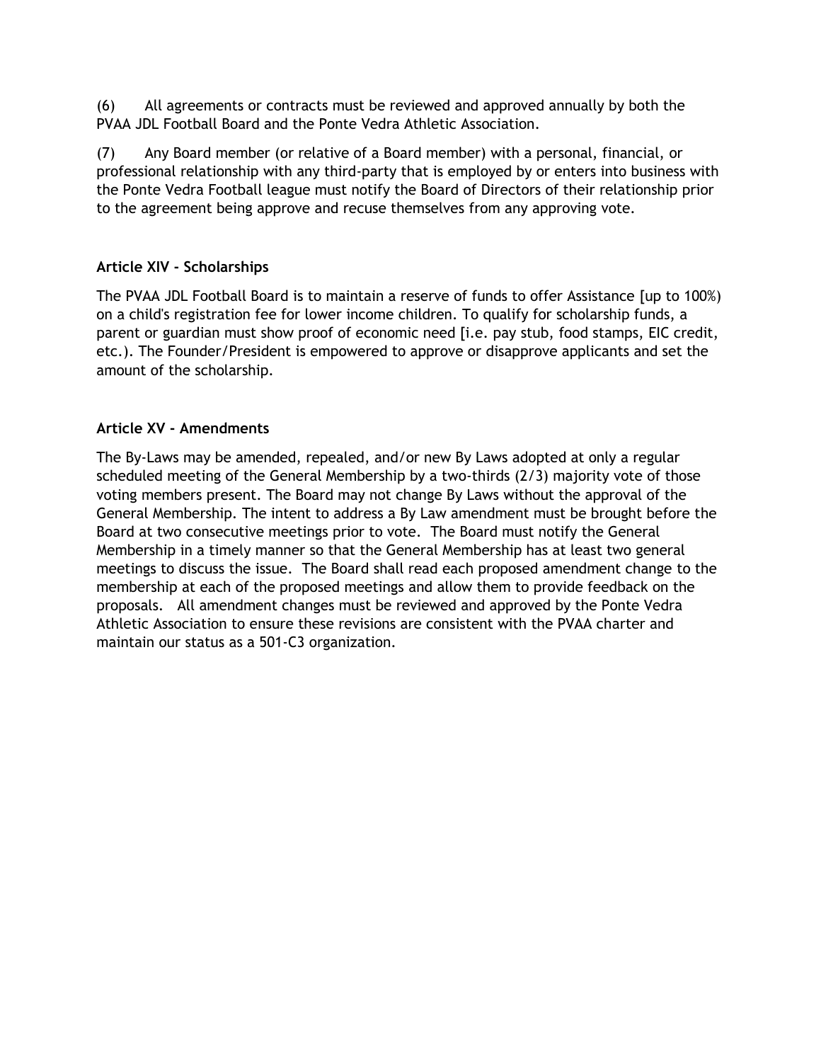(6) All agreements or contracts must be reviewed and approved annually by both the PVAA JDL Football Board and the Ponte Vedra Athletic Association.

(7) Any Board member (or relative of a Board member) with a personal, financial, or professional relationship with any third-party that is employed by or enters into business with the Ponte Vedra Football league must notify the Board of Directors of their relationship prior to the agreement being approve and recuse themselves from any approving vote.

**Article XIV - Scholarships**

The PVAA JDL Football Board is to maintain a reserve of funds to offer Assistance [up to 100%) on a child's registration fee for lower income children. To qualify for scholarship funds, a parent or guardian must show proof of economic need [i.e. pay stub, food stamps, EIC credit, etc.). The Founder/President is empowered to approve or disapprove applicants and set the amount of the scholarship.

**Article XV - Amendments**

The By-Laws may be amended, repealed, and/or new By Laws adopted at only a regular scheduled meeting of the General Membership by a two-thirds (2/3) majority vote of those voting members present. The Board may not change By Laws without the approval of the General Membership. The intent to address a By Law amendment must be brought before the Board at two consecutive meetings prior to vote. The Board must notify the General Membership in a timely manner so that the General Membership has at least two general meetings to discuss the issue. The Board shall read each proposed amendment change to the membership at each of the proposed meetings and allow them to provide feedback on the proposals. All amendment changes must be reviewed and approved by the Ponte Vedra Athletic Association to ensure these revisions are consistent with the PVAA charter and maintain our status as a 501-C3 organization.